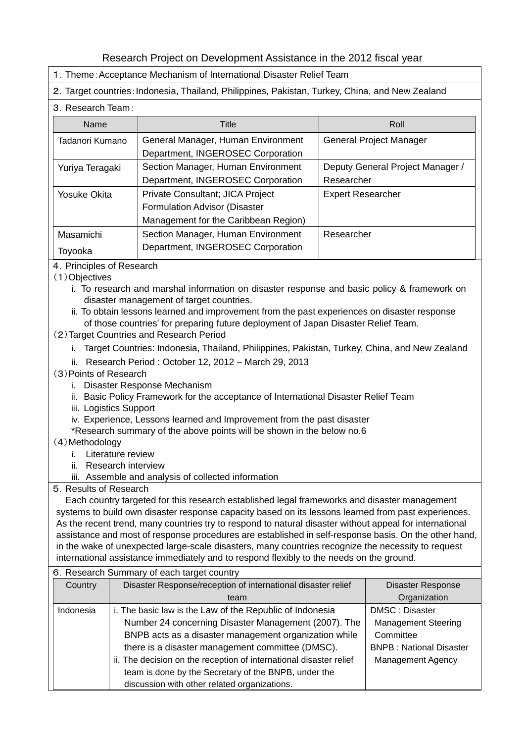# Research Project on Development Assistance in the 2012 fiscal year

1．Theme：Acceptance Mechanism of International Disaster Relief Team

2．Target countries：Indonesia, Thailand, Philippines, Pakistan, Turkey, China, and New Zealand

3．Research Team：

| Name | Title | Roll |
|---|---|---|
| Tadanori Kumano | General Manager, Human Environment Department, INGEROSEC Corporation | General Project Manager |
| Yuriya Teragaki | Section Manager, Human Environment Department, INGEROSEC Corporation | Deputy General Project Manager / Researcher |
| Yosuke Okita | Private Consultant; JICA Project Formulation Advisor (Disaster Management for the Caribbean Region) | Expert Researcher |
| Masamichi Toyooka | Section Manager, Human Environment Department, INGEROSEC Corporation | Researcher |

4．Principles of Research

（1）Objectives

i. To research and marshal information on disaster response and basic policy & framework on disaster management of target countries.

ii. To obtain lessons learned and improvement from the past experiences on disaster response of those countries' for preparing future deployment of Japan Disaster Relief Team.

（2）Target Countries and Research Period

i. Target Countries: Indonesia, Thailand, Philippines, Pakistan, Turkey, China, and New Zealand

ii. Research Period : October 12, 2012 – March 29, 2013

（3）Points of Research

i. Disaster Response Mechanism

ii. Basic Policy Framework for the acceptance of International Disaster Relief Team

iii. Logistics Support

iv. Experience, Lessons learned and Improvement from the past disaster

*Research summary of the above points will be shown in the below no.6

（4）Methodology

i. Literature review

ii. Research interview

iii. Assemble and analysis of collected information

5．Results of Research

Each country targeted for this research established legal frameworks and disaster management systems to build own disaster response capacity based on its lessons learned from past experiences. As the recent trend, many countries try to respond to natural disaster without appeal for international assistance and most of response procedures are established in self-response basis. On the other hand, in the wake of unexpected large-scale disasters, many countries recognize the necessity to request international assistance immediately and to respond flexibly to the needs on the ground.

6．Research Summary of each target country

| Country | Disaster Response/reception of international disaster relief team | Disaster Response Organization |
|---|---|---|
| Indonesia | i. The basic law is the Law of the Republic of Indonesia Number 24 concerning Disaster Management (2007). The BNPB acts as a disaster management organization while there is a disaster management committee (DMSC).<br>ii. The decision on the reception of international disaster relief team is done by the Secretary of the BNPB, under the discussion with other related organizations. | DMSC : Disaster Management Steering Committee<br>BNPB : National Disaster Management Agency |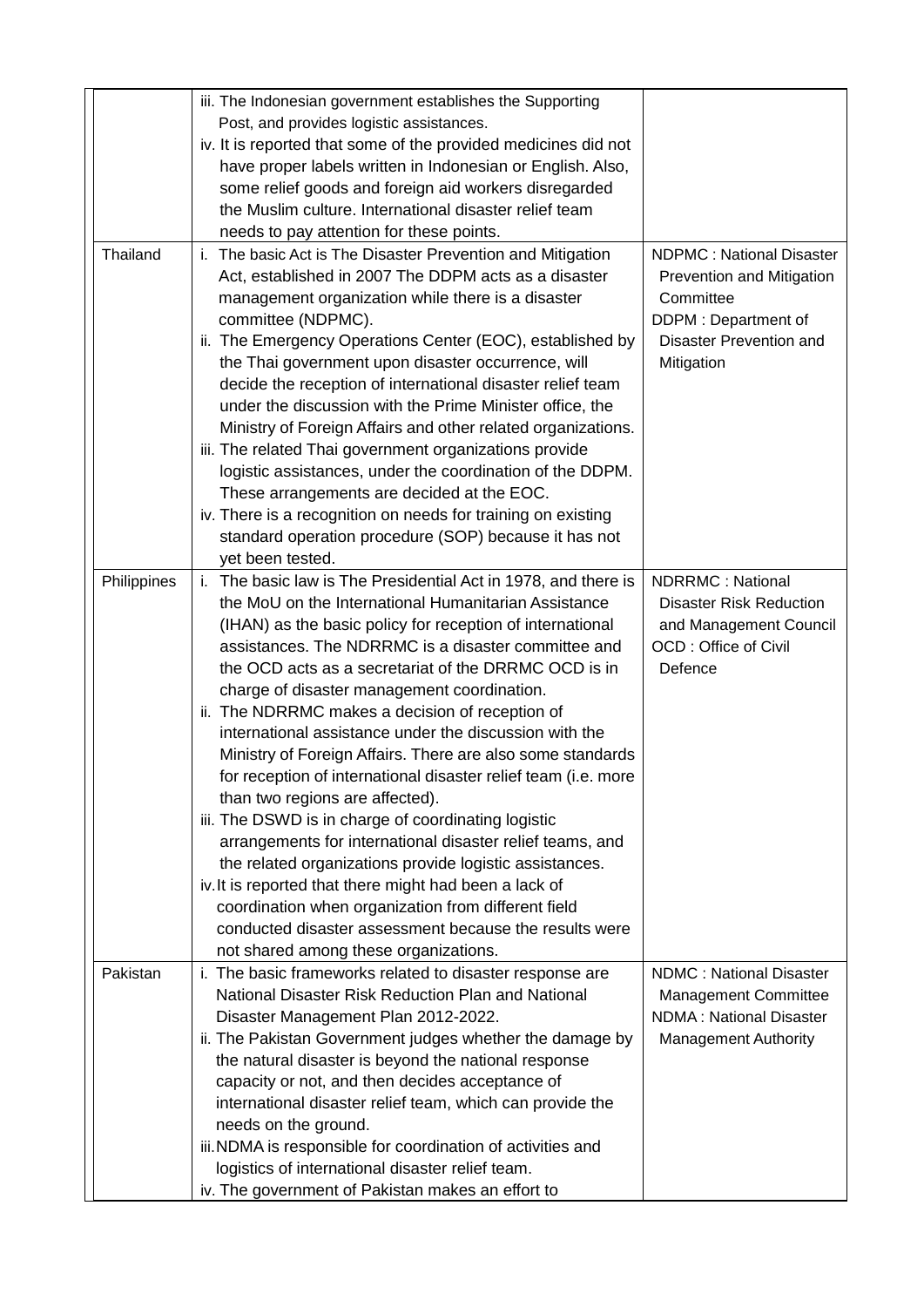| | | |
|---|---|---|
| | iii. The Indonesian government establishes the Supporting Post, and provides logistic assistances.<br>iv. It is reported that some of the provided medicines did not have proper labels written in Indonesian or English. Also, some relief goods and foreign aid workers disregarded the Muslim culture. International disaster relief team needs to pay attention for these points. | |
| Thailand | i. The basic Act is The Disaster Prevention and Mitigation Act, established in 2007 The DDPM acts as a disaster management organization while there is a disaster committee (NDPMC).<br>ii. The Emergency Operations Center (EOC), established by the Thai government upon disaster occurrence, will decide the reception of international disaster relief team under the discussion with the Prime Minister office, the Ministry of Foreign Affairs and other related organizations.<br>iii. The related Thai government organizations provide logistic assistances, under the coordination of the DDPM. These arrangements are decided at the EOC.<br>iv. There is a recognition on needs for training on existing standard operation procedure (SOP) because it has not yet been tested. | NDPMC : National Disaster Prevention and Mitigation Committee<br>DDPM : Department of Disaster Prevention and Mitigation |
| Philippines | i. The basic law is The Presidential Act in 1978, and there is the MoU on the International Humanitarian Assistance (IHAN) as the basic policy for reception of international assistances. The NDRRMC is a disaster committee and the OCD acts as a secretariat of the DRRMC OCD is in charge of disaster management coordination.<br>ii. The NDRRMC makes a decision of reception of international assistance under the discussion with the Ministry of Foreign Affairs. There are also some standards for reception of international disaster relief team (i.e. more than two regions are affected).<br>iii. The DSWD is in charge of coordinating logistic arrangements for international disaster relief teams, and the related organizations provide logistic assistances.<br>iv. It is reported that there might had been a lack of coordination when organization from different field conducted disaster assessment because the results were not shared among these organizations. | NDRRMC : National Disaster Risk Reduction and Management Council<br>OCD : Office of Civil Defence |
| Pakistan | i. The basic frameworks related to disaster response are National Disaster Risk Reduction Plan and National Disaster Management Plan 2012-2022.<br>ii. The Pakistan Government judges whether the damage by the natural disaster is beyond the national response capacity or not, and then decides acceptance of international disaster relief team, which can provide the needs on the ground.<br>iii. NDMA is responsible for coordination of activities and logistics of international disaster relief team.<br>iv. The government of Pakistan makes an effort to | NDMC : National Disaster Management Committee<br>NDMA : National Disaster Management Authority |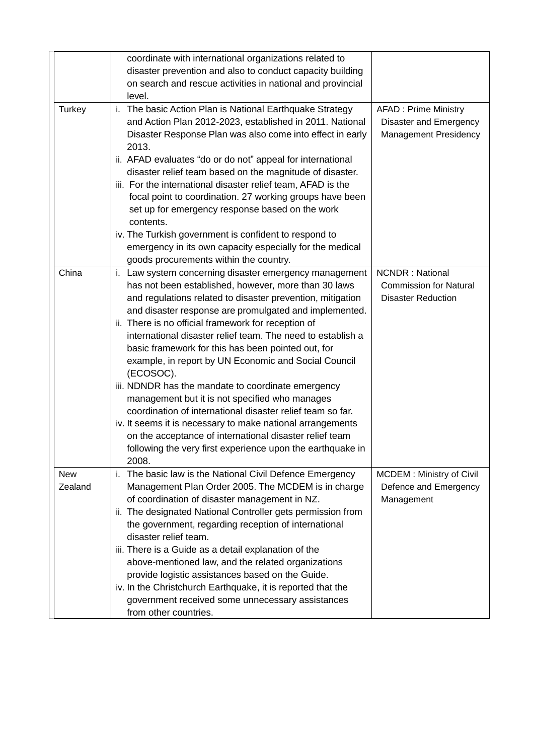| | | |
|---|---|---|
| | coordinate with international organizations related to disaster prevention and also to conduct capacity building on search and rescue activities in national and provincial level. | |
| Turkey | i. The basic Action Plan is National Earthquake Strategy and Action Plan 2012-2023, established in 2011. National Disaster Response Plan was also come into effect in early 2013.<br>ii. AFAD evaluates “do or do not” appeal for international disaster relief team based on the magnitude of disaster.<br>iii. For the international disaster relief team, AFAD is the focal point to coordination. 27 working groups have been set up for emergency response based on the work contents.<br>iv. The Turkish government is confident to respond to emergency in its own capacity especially for the medical goods procurements within the country. | AFAD : Prime Ministry Disaster and Emergency Management Presidency |
| China | i. Law system concerning disaster emergency management has not been established, however, more than 30 laws and regulations related to disaster prevention, mitigation and disaster response are promulgated and implemented.<br>ii. There is no official framework for reception of international disaster relief team. The need to establish a basic framework for this has been pointed out, for example, in report by UN Economic and Social Council (ECOSOC).<br>iii. NDNDR has the mandate to coordinate emergency management but it is not specified who manages coordination of international disaster relief team so far.<br>iv. It seems it is necessary to make national arrangements on the acceptance of international disaster relief team following the very first experience upon the earthquake in 2008. | NCNDR : National Commission for Natural Disaster Reduction |
| New Zealand | i. The basic law is the National Civil Defence Emergency Management Plan Order 2005. The MCDEM is in charge of coordination of disaster management in NZ.<br>ii. The designated National Controller gets permission from the government, regarding reception of international disaster relief team.<br>iii. There is a Guide as a detail explanation of the above-mentioned law, and the related organizations provide logistic assistances based on the Guide.<br>iv. In the Christchurch Earthquake, it is reported that the government received some unnecessary assistances from other countries. | MCDEM : Ministry of Civil Defence and Emergency Management |